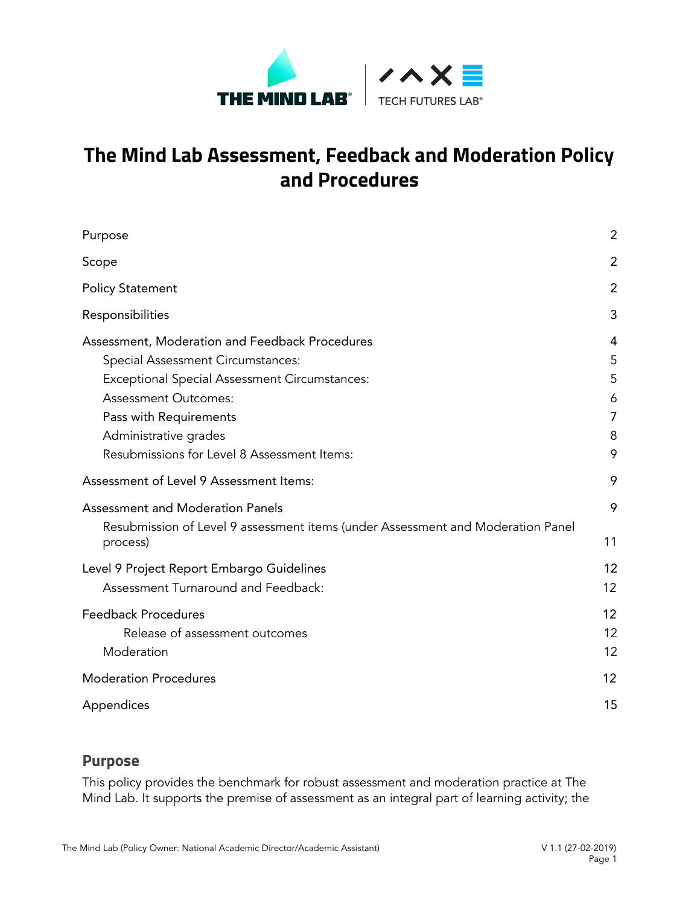# The Mind Lab Assessment, Feedback and Moderation Policy and Procedures

| | |
|---|---|
| Purpose | 2 |
| Scope | 2 |
| Policy Statement | 2 |
| Responsibilities | 3 |
| Assessment, Moderation and Feedback Procedures | 4 |
| Special Assessment Circumstances: | 5 |
| Exceptional Special Assessment Circumstances: | 5 |
| Assessment Outcomes: | 6 |
| Pass with Requirements | 7 |
| Administrative grades | 8 |
| Resubmissions for Level 8 Assessment Items: | 9 |
| Assessment of Level 9 Assessment Items: | 9 |
| Assessment and Moderation Panels | 9 |
| Resubmission of Level 9 assessment items (under Assessment and Moderation Panel process) | 11 |
| Level 9 Project Report Embargo Guidelines | 12 |
| Assessment Turnaround and Feedback: | 12 |
| Feedback Procedures | 12 |
| Release of assessment outcomes | 12 |
| Moderation | 12 |
| Moderation Procedures | 12 |
| Appendices | 15 |

## Purpose

This policy provides the benchmark for robust assessment and moderation practice at The Mind Lab. It supports the premise of assessment as an integral part of learning activity; the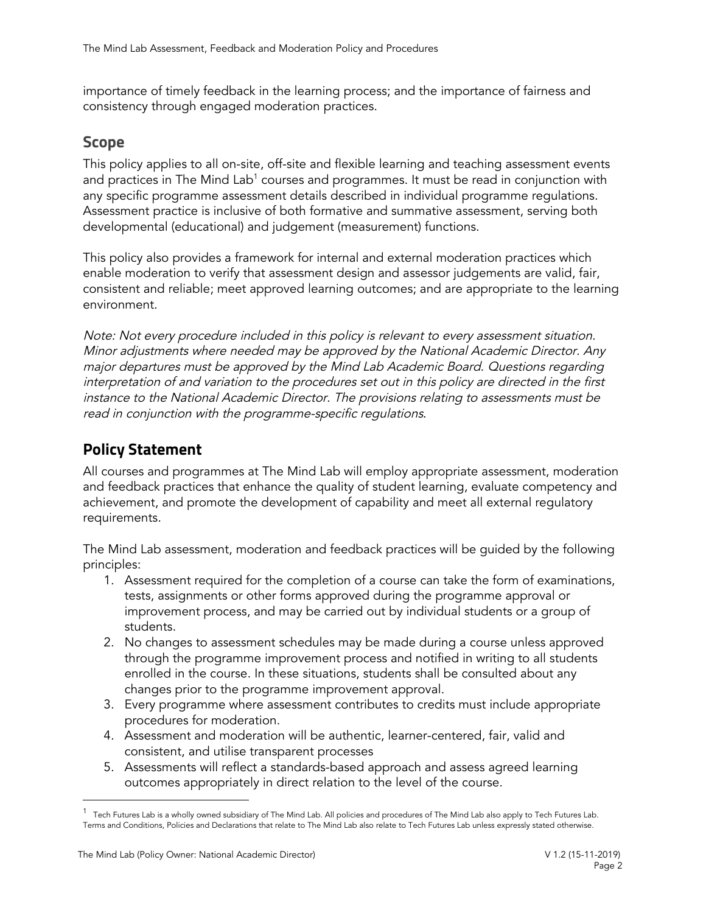importance of timely feedback in the learning process; and the importance of fairness and consistency through engaged moderation practices.

## Scope

This policy applies to all on-site, off-site and flexible learning and teaching assessment events and practices in The Mind Lab[1] courses and programmes. It must be read in conjunction with any specific programme assessment details described in individual programme regulations. Assessment practice is inclusive of both formative and summative assessment, serving both developmental (educational) and judgement (measurement) functions.

This policy also provides a framework for internal and external moderation practices which enable moderation to verify that assessment design and assessor judgements are valid, fair, consistent and reliable; meet approved learning outcomes; and are appropriate to the learning environment.

*Note: Not every procedure included in this policy is relevant to every assessment situation. Minor adjustments where needed may be approved by the National Academic Director. Any major departures must be approved by the Mind Lab Academic Board. Questions regarding interpretation of and variation to the procedures set out in this policy are directed in the first instance to the National Academic Director. The provisions relating to assessments must be read in conjunction with the programme-specific regulations.*

## Policy Statement

All courses and programmes at The Mind Lab will employ appropriate assessment, moderation and feedback practices that enhance the quality of student learning, evaluate competency and achievement, and promote the development of capability and meet all external regulatory requirements.

The Mind Lab assessment, moderation and feedback practices will be guided by the following principles:

1. Assessment required for the completion of a course can take the form of examinations, tests, assignments or other forms approved during the programme approval or improvement process, and may be carried out by individual students or a group of students.
2. No changes to assessment schedules may be made during a course unless approved through the programme improvement process and notified in writing to all students enrolled in the course. In these situations, students shall be consulted about any changes prior to the programme improvement approval.
3. Every programme where assessment contributes to credits must include appropriate procedures for moderation.
4. Assessment and moderation will be authentic, learner-centered, fair, valid and consistent, and utilise transparent processes
5. Assessments will reflect a standards-based approach and assess agreed learning outcomes appropriately in direct relation to the level of the course.

---

[1] Tech Futures Lab is a wholly owned subsidiary of The Mind Lab. All policies and procedures of The Mind Lab also apply to Tech Futures Lab. Terms and Conditions, Policies and Declarations that relate to The Mind Lab also relate to Tech Futures Lab unless expressly stated otherwise.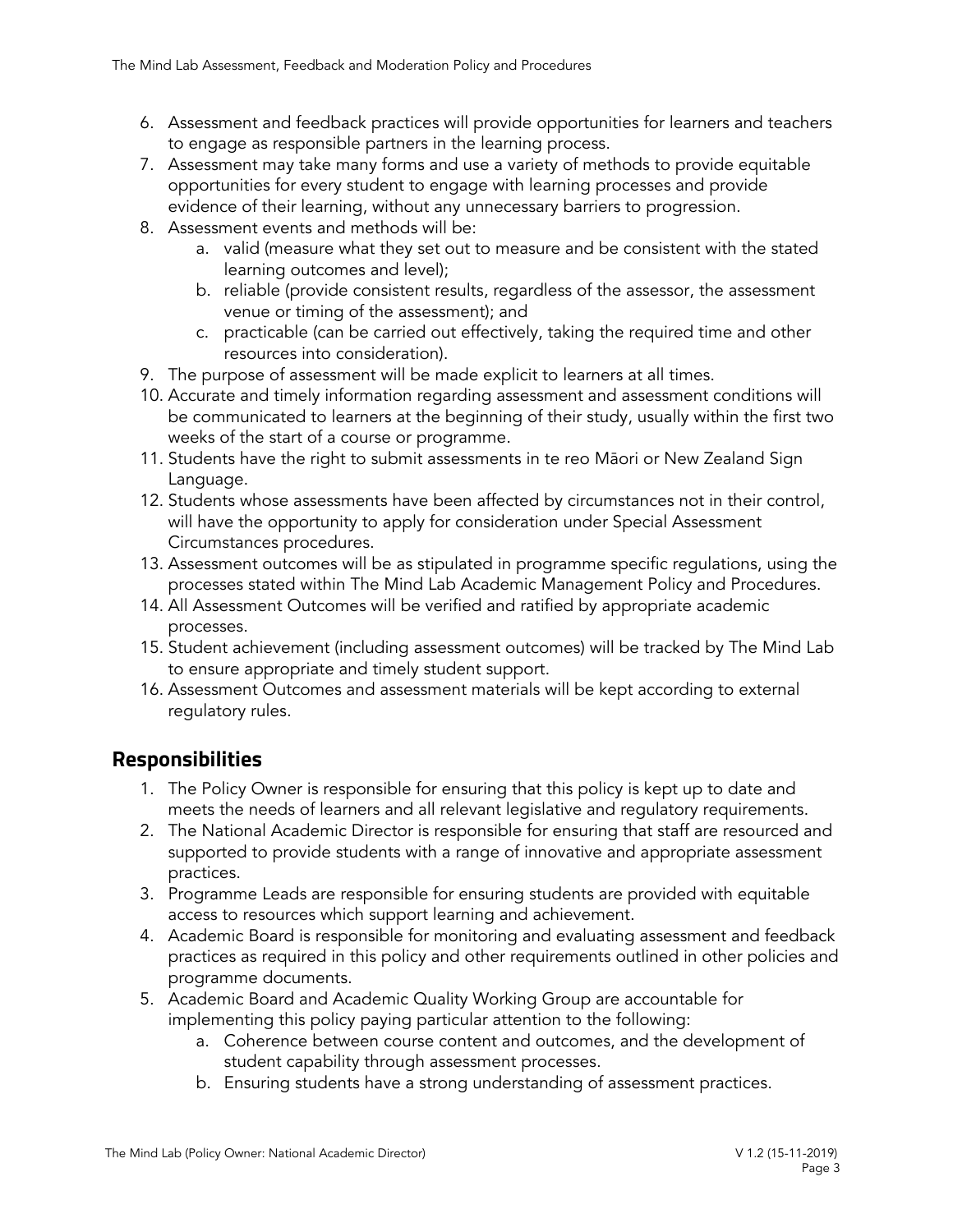6. Assessment and feedback practices will provide opportunities for learners and teachers to engage as responsible partners in the learning process.
7. Assessment may take many forms and use a variety of methods to provide equitable opportunities for every student to engage with learning processes and provide evidence of their learning, without any unnecessary barriers to progression.
8. Assessment events and methods will be:
   a. valid (measure what they set out to measure and be consistent with the stated learning outcomes and level);
   b. reliable (provide consistent results, regardless of the assessor, the assessment venue or timing of the assessment); and
   c. practicable (can be carried out effectively, taking the required time and other resources into consideration).
9. The purpose of assessment will be made explicit to learners at all times.
10. Accurate and timely information regarding assessment and assessment conditions will be communicated to learners at the beginning of their study, usually within the first two weeks of the start of a course or programme.
11. Students have the right to submit assessments in te reo Māori or New Zealand Sign Language.
12. Students whose assessments have been affected by circumstances not in their control, will have the opportunity to apply for consideration under Special Assessment Circumstances procedures.
13. Assessment outcomes will be as stipulated in programme specific regulations, using the processes stated within The Mind Lab Academic Management Policy and Procedures.
14. All Assessment Outcomes will be verified and ratified by appropriate academic processes.
15. Student achievement (including assessment outcomes) will be tracked by The Mind Lab to ensure appropriate and timely student support.
16. Assessment Outcomes and assessment materials will be kept according to external regulatory rules.

## Responsibilities

1. The Policy Owner is responsible for ensuring that this policy is kept up to date and meets the needs of learners and all relevant legislative and regulatory requirements.
2. The National Academic Director is responsible for ensuring that staff are resourced and supported to provide students with a range of innovative and appropriate assessment practices.
3. Programme Leads are responsible for ensuring students are provided with equitable access to resources which support learning and achievement.
4. Academic Board is responsible for monitoring and evaluating assessment and feedback practices as required in this policy and other requirements outlined in other policies and programme documents.
5. Academic Board and Academic Quality Working Group are accountable for implementing this policy paying particular attention to the following:
   a. Coherence between course content and outcomes, and the development of student capability through assessment processes.
   b. Ensuring students have a strong understanding of assessment practices.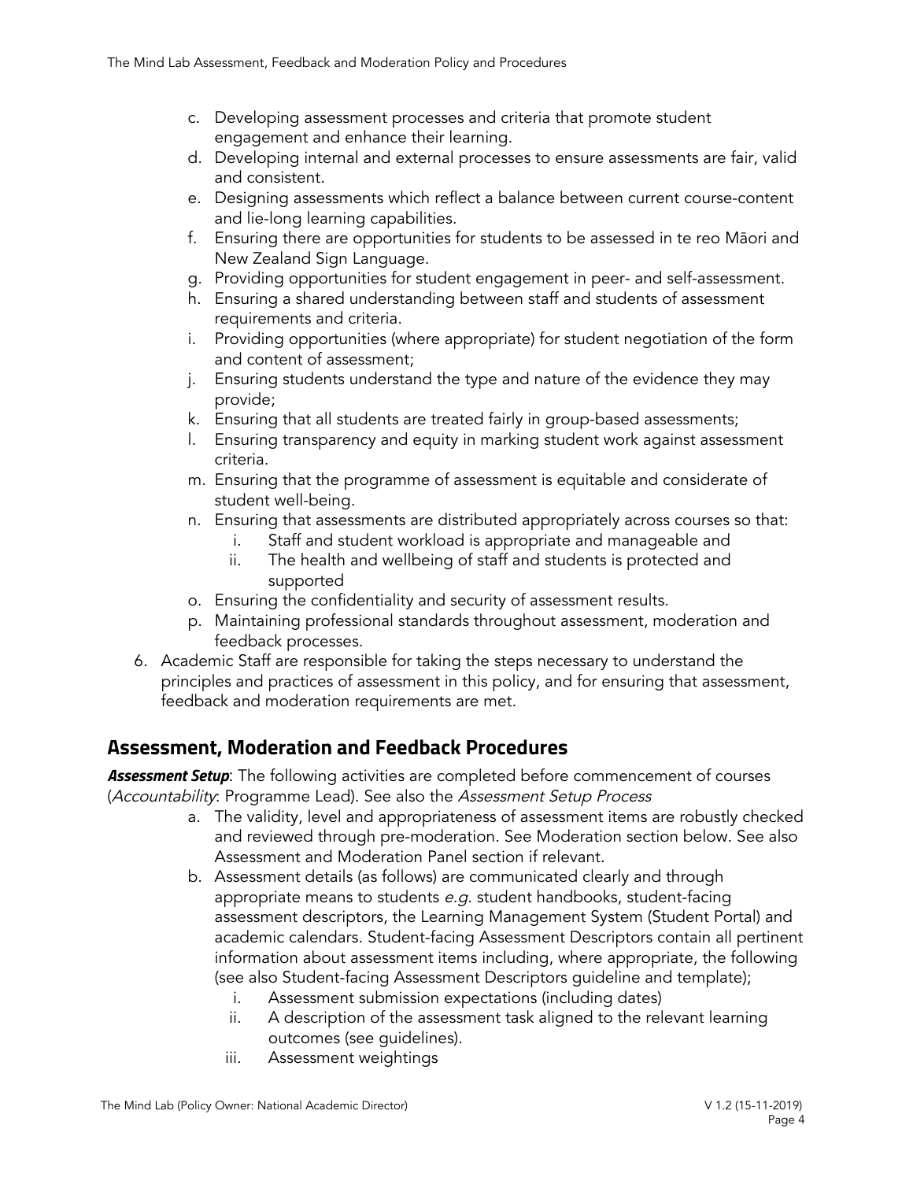c. Developing assessment processes and criteria that promote student engagement and enhance their learning.
d. Developing internal and external processes to ensure assessments are fair, valid and consistent.
e. Designing assessments which reflect a balance between current course-content and lie-long learning capabilities.
f. Ensuring there are opportunities for students to be assessed in te reo Māori and New Zealand Sign Language.
g. Providing opportunities for student engagement in peer- and self-assessment.
h. Ensuring a shared understanding between staff and students of assessment requirements and criteria.
i. Providing opportunities (where appropriate) for student negotiation of the form and content of assessment;
j. Ensuring students understand the type and nature of the evidence they may provide;
k. Ensuring that all students are treated fairly in group-based assessments;
l. Ensuring transparency and equity in marking student work against assessment criteria.
m. Ensuring that the programme of assessment is equitable and considerate of student well-being.
n. Ensuring that assessments are distributed appropriately across courses so that:
   i. Staff and student workload is appropriate and manageable and
   ii. The health and wellbeing of staff and students is protected and supported
o. Ensuring the confidentiality and security of assessment results.
p. Maintaining professional standards throughout assessment, moderation and feedback processes.

6. Academic Staff are responsible for taking the steps necessary to understand the principles and practices of assessment in this policy, and for ensuring that assessment, feedback and moderation requirements are met.

## Assessment, Moderation and Feedback Procedures

***Assessment Setup***: The following activities are completed before commencement of courses (*Accountability*: Programme Lead). See also the *Assessment Setup Process*

a. The validity, level and appropriateness of assessment items are robustly checked and reviewed through pre-moderation. See Moderation section below. See also Assessment and Moderation Panel section if relevant.
b. Assessment details (as follows) are communicated clearly and through appropriate means to students *e.g.* student handbooks, student-facing assessment descriptors, the Learning Management System (Student Portal) and academic calendars. Student-facing Assessment Descriptors contain all pertinent information about assessment items including, where appropriate, the following (see also Student-facing Assessment Descriptors guideline and template);
   i. Assessment submission expectations (including dates)
   ii. A description of the assessment task aligned to the relevant learning outcomes (see guidelines).
   iii. Assessment weightings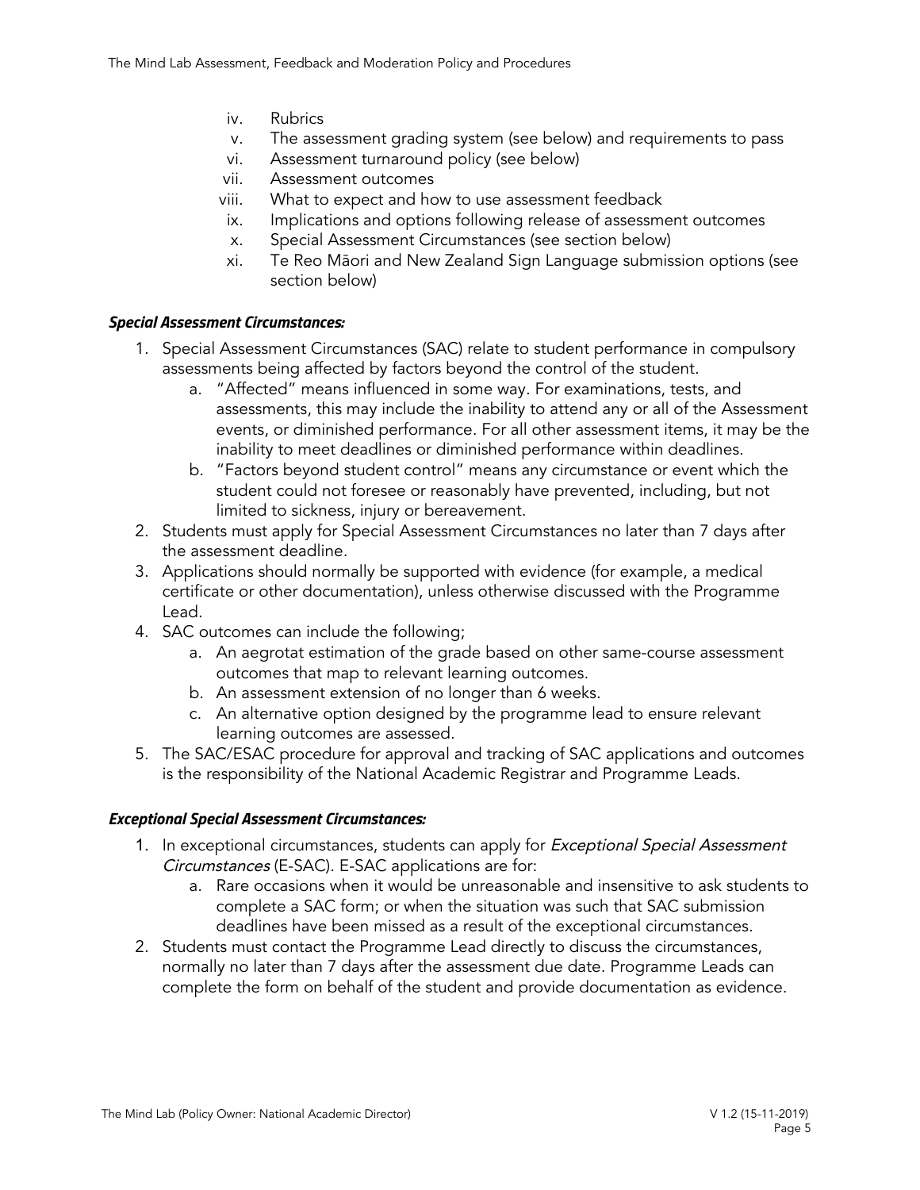iv. Rubrics
v. The assessment grading system (see below) and requirements to pass
vi. Assessment turnaround policy (see below)
vii. Assessment outcomes
viii. What to expect and how to use assessment feedback
ix. Implications and options following release of assessment outcomes
x. Special Assessment Circumstances (see section below)
xi. Te Reo Māori and New Zealand Sign Language submission options (see section below)

### *Special Assessment Circumstances:*

1. Special Assessment Circumstances (SAC) relate to student performance in compulsory assessments being affected by factors beyond the control of the student.
   a. "Affected" means influenced in some way. For examinations, tests, and assessments, this may include the inability to attend any or all of the Assessment events, or diminished performance. For all other assessment items, it may be the inability to meet deadlines or diminished performance within deadlines.
   b. "Factors beyond student control" means any circumstance or event which the student could not foresee or reasonably have prevented, including, but not limited to sickness, injury or bereavement.
2. Students must apply for Special Assessment Circumstances no later than 7 days after the assessment deadline.
3. Applications should normally be supported with evidence (for example, a medical certificate or other documentation), unless otherwise discussed with the Programme Lead.
4. SAC outcomes can include the following;
   a. An aegrotat estimation of the grade based on other same-course assessment outcomes that map to relevant learning outcomes.
   b. An assessment extension of no longer than 6 weeks.
   c. An alternative option designed by the programme lead to ensure relevant learning outcomes are assessed.
5. The SAC/ESAC procedure for approval and tracking of SAC applications and outcomes is the responsibility of the National Academic Registrar and Programme Leads.

### *Exceptional Special Assessment Circumstances:*

1. In exceptional circumstances, students can apply for *Exceptional Special Assessment Circumstances* (E-SAC). E-SAC applications are for:
   a. Rare occasions when it would be unreasonable and insensitive to ask students to complete a SAC form; or when the situation was such that SAC submission deadlines have been missed as a result of the exceptional circumstances.
2. Students must contact the Programme Lead directly to discuss the circumstances, normally no later than 7 days after the assessment due date. Programme Leads can complete the form on behalf of the student and provide documentation as evidence.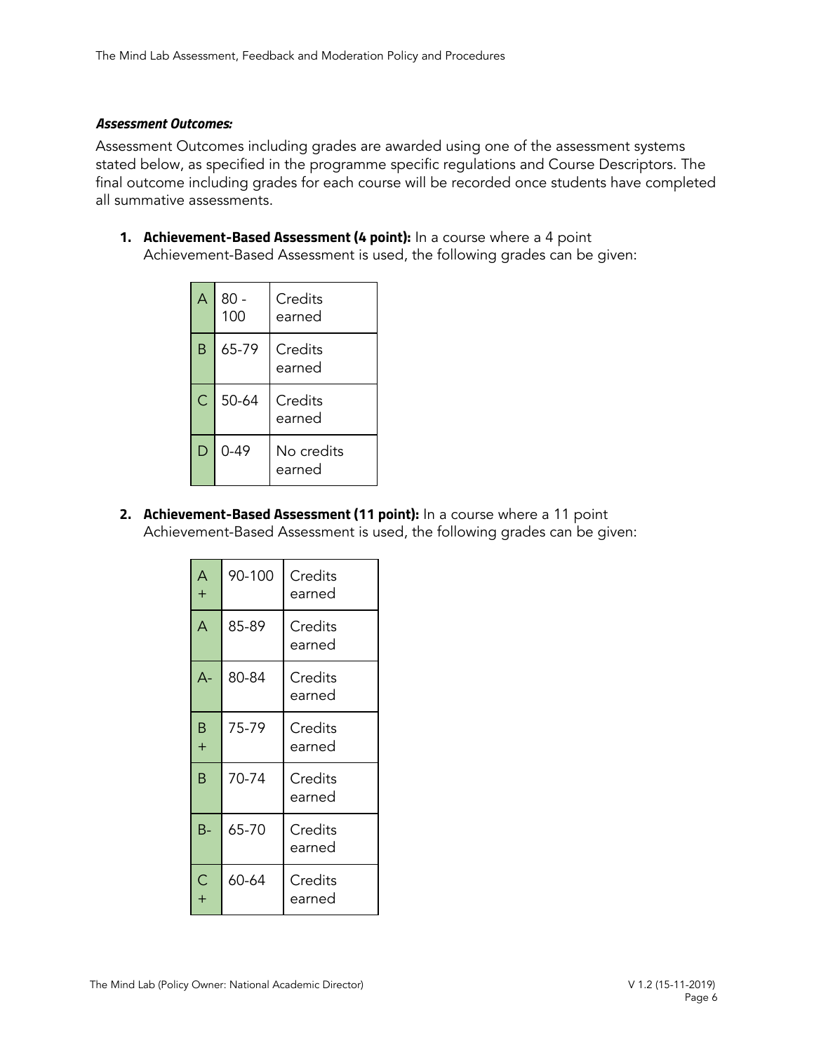***Assessment Outcomes:***

Assessment Outcomes including grades are awarded using one of the assessment systems stated below, as specified in the programme specific regulations and Course Descriptors. The final outcome including grades for each course will be recorded once students have completed all summative assessments.

1. **Achievement-Based Assessment (4 point):** In a course where a 4 point Achievement-Based Assessment is used, the following grades can be given:

| | | |
|---|---|---|
| A | 80 - 100 | Credits earned |
| B | 65-79 | Credits earned |
| C | 50-64 | Credits earned |
| D | 0-49 | No credits earned |

2. **Achievement-Based Assessment (11 point):** In a course where a 11 point Achievement-Based Assessment is used, the following grades can be given:

| | | |
|---|---|---|
| A+ | 90-100 | Credits earned |
| A | 85-89 | Credits earned |
| A- | 80-84 | Credits earned |
| B+ | 75-79 | Credits earned |
| B | 70-74 | Credits earned |
| B- | 65-70 | Credits earned |
| C+ | 60-64 | Credits earned |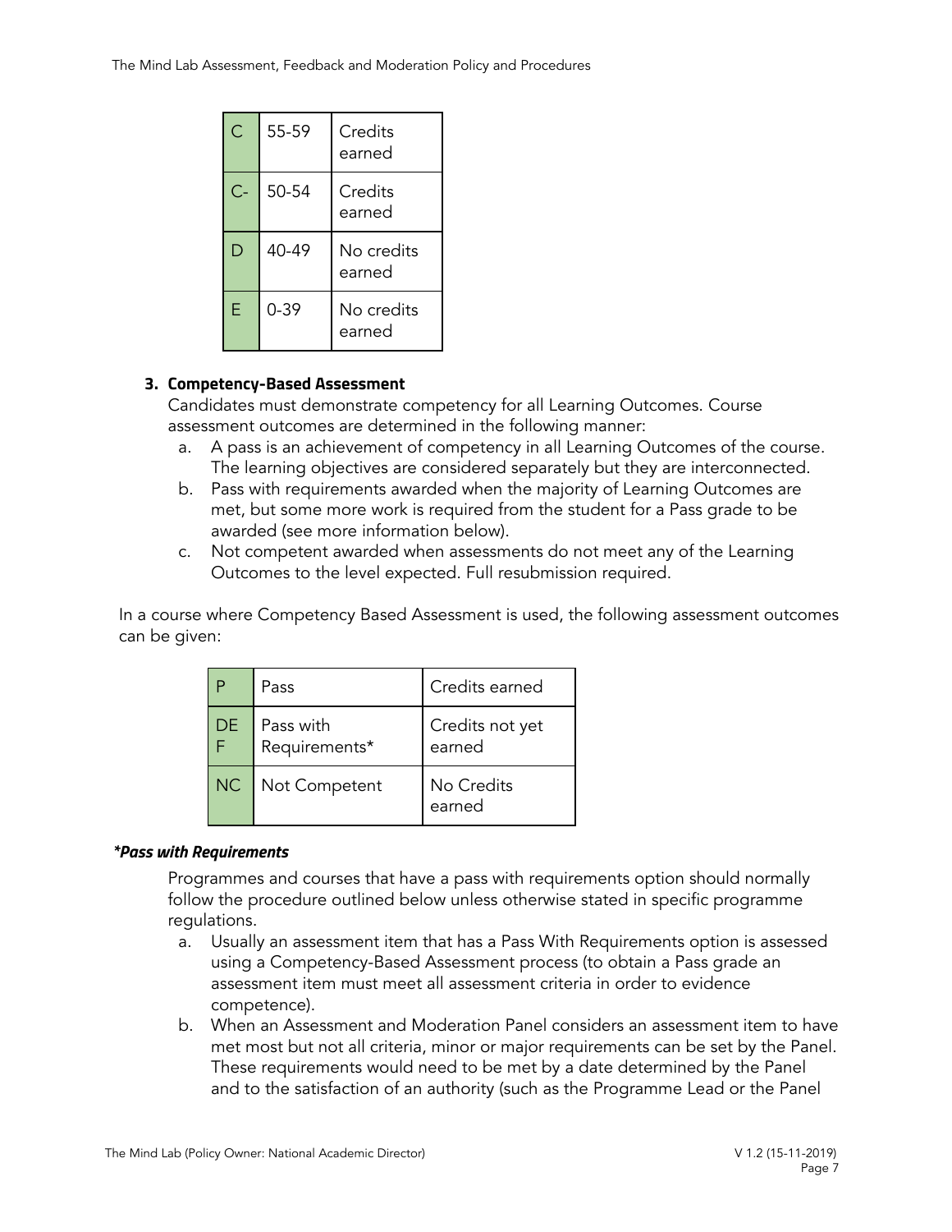| C | 55-59 | Credits earned |
|---|---|---|
| C- | 50-54 | Credits earned |
| D | 40-49 | No credits earned |
| E | 0-39 | No credits earned |

3. **Competency-Based Assessment**
   Candidates must demonstrate competency for all Learning Outcomes. Course assessment outcomes are determined in the following manner:
   a. A pass is an achievement of competency in all Learning Outcomes of the course. The learning objectives are considered separately but they are interconnected.
   b. Pass with requirements awarded when the majority of Learning Outcomes are met, but some more work is required from the student for a Pass grade to be awarded (see more information below).
   c. Not competent awarded when assessments do not meet any of the Learning Outcomes to the level expected. Full resubmission required.

In a course where Competency Based Assessment is used, the following assessment outcomes can be given:

| P | Pass | Credits earned |
|---|---|---|
| DEF | Pass with Requirements* | Credits not yet earned |
| NC | Not Competent | No Credits earned |

***Pass with Requirements***

Programmes and courses that have a pass with requirements option should normally follow the procedure outlined below unless otherwise stated in specific programme regulations.

a. Usually an assessment item that has a Pass With Requirements option is assessed using a Competency-Based Assessment process (to obtain a Pass grade an assessment item must meet all assessment criteria in order to evidence competence).
b. When an Assessment and Moderation Panel considers an assessment item to have met most but not all criteria, minor or major requirements can be set by the Panel. These requirements would need to be met by a date determined by the Panel and to the satisfaction of an authority (such as the Programme Lead or the Panel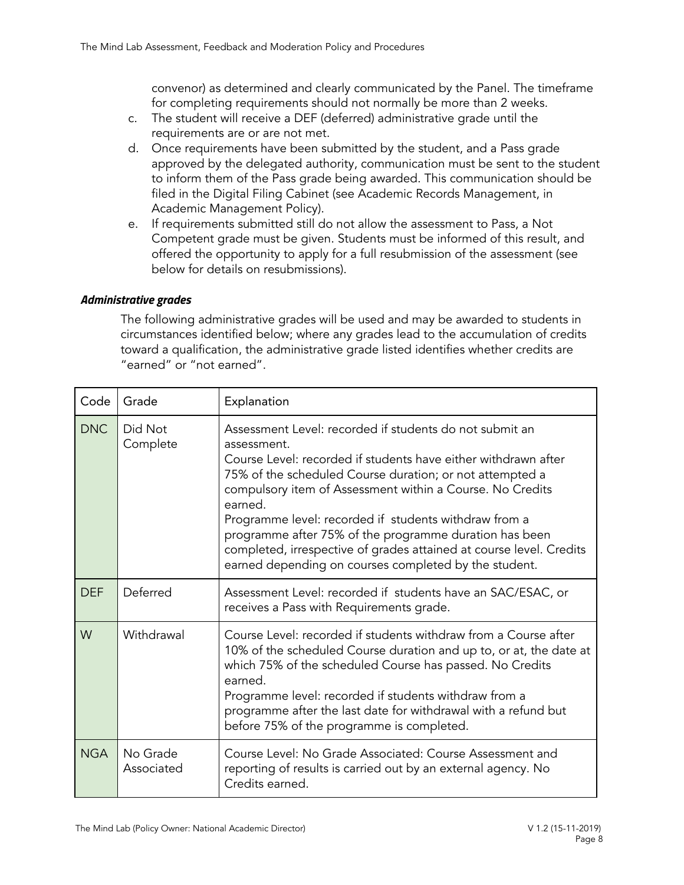convenor) as determined and clearly communicated by the Panel. The timeframe for completing requirements should not normally be more than 2 weeks.

c. The student will receive a DEF (deferred) administrative grade until the requirements are or are not met.
d. Once requirements have been submitted by the student, and a Pass grade approved by the delegated authority, communication must be sent to the student to inform them of the Pass grade being awarded. This communication should be filed in the Digital Filing Cabinet (see Academic Records Management, in Academic Management Policy).
e. If requirements submitted still do not allow the assessment to Pass, a Not Competent grade must be given. Students must be informed of this result, and offered the opportunity to apply for a full resubmission of the assessment (see below for details on resubmissions).

***Administrative grades***

The following administrative grades will be used and may be awarded to students in circumstances identified below; where any grades lead to the accumulation of credits toward a qualification, the administrative grade listed identifies whether credits are "earned" or "not earned".

| Code | Grade | Explanation |
| --- | --- | --- |
| DNC | Did Not Complete | Assessment Level: recorded if students do not submit an assessment.<br>Course Level: recorded if students have either withdrawn after 75% of the scheduled Course duration; or not attempted a compulsory item of Assessment within a Course. No Credits earned.<br>Programme level: recorded if students withdraw from a programme after 75% of the programme duration has been completed, irrespective of grades attained at course level. Credits earned depending on courses completed by the student. |
| DEF | Deferred | Assessment Level: recorded if students have an SAC/ESAC, or receives a Pass with Requirements grade. |
| W | Withdrawal | Course Level: recorded if students withdraw from a Course after 10% of the scheduled Course duration and up to, or at, the date at which 75% of the scheduled Course has passed. No Credits earned.<br>Programme level: recorded if students withdraw from a programme after the last date for withdrawal with a refund but before 75% of the programme is completed. |
| NGA | No Grade Associated | Course Level: No Grade Associated: Course Assessment and reporting of results is carried out by an external agency. No Credits earned. |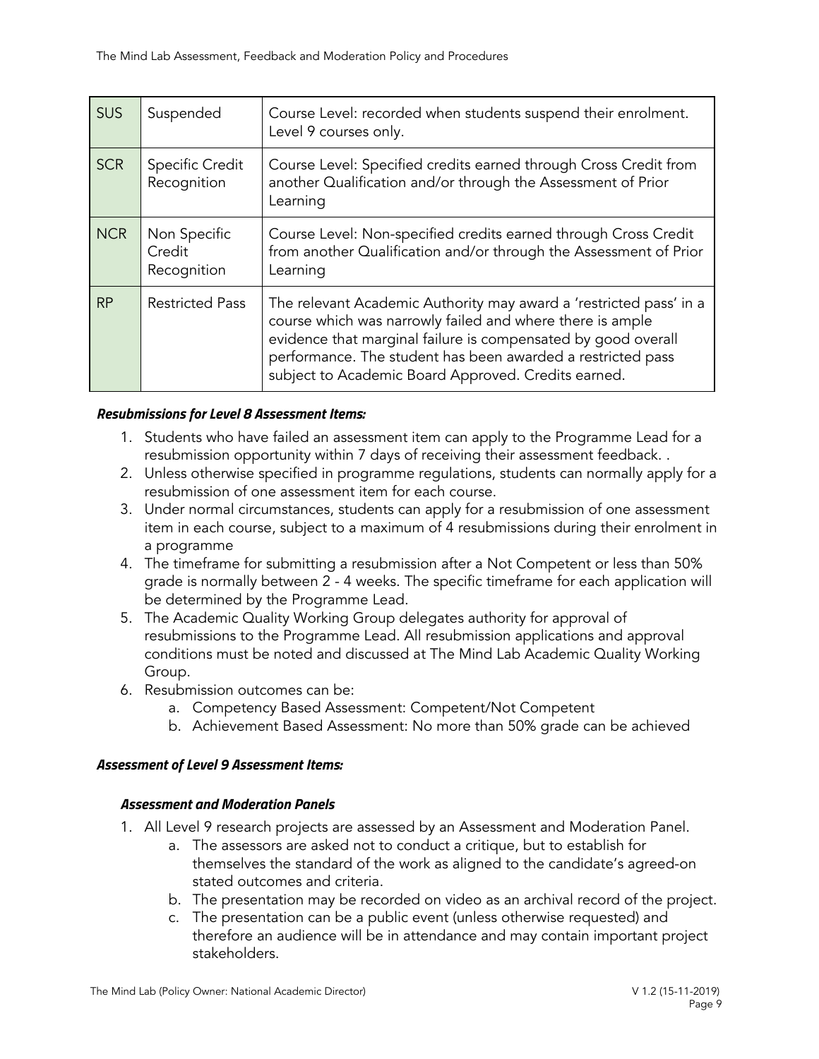| SUS | Suspended | Course Level: recorded when students suspend their enrolment. Level 9 courses only. |
|---|---|---|
| SCR | Specific Credit Recognition | Course Level: Specified credits earned through Cross Credit from another Qualification and/or through the Assessment of Prior Learning |
| NCR | Non Specific Credit Recognition | Course Level: Non-specified credits earned through Cross Credit from another Qualification and/or through the Assessment of Prior Learning |
| RP | Restricted Pass | The relevant Academic Authority may award a 'restricted pass' in a course which was narrowly failed and where there is ample evidence that marginal failure is compensated by good overall performance. The student has been awarded a restricted pass subject to Academic Board Approved. Credits earned. |

***Resubmissions for Level 8 Assessment Items:***

1. Students who have failed an assessment item can apply to the Programme Lead for a resubmission opportunity within 7 days of receiving their assessment feedback. .
2. Unless otherwise specified in programme regulations, students can normally apply for a resubmission of one assessment item for each course.
3. Under normal circumstances, students can apply for a resubmission of one assessment item in each course, subject to a maximum of 4 resubmissions during their enrolment in a programme
4. The timeframe for submitting a resubmission after a Not Competent or less than 50% grade is normally between 2 - 4 weeks. The specific timeframe for each application will be determined by the Programme Lead.
5. The Academic Quality Working Group delegates authority for approval of resubmissions to the Programme Lead. All resubmission applications and approval conditions must be noted and discussed at The Mind Lab Academic Quality Working Group.
6. Resubmission outcomes can be:
   a. Competency Based Assessment: Competent/Not Competent
   b. Achievement Based Assessment: No more than 50% grade can be achieved

***Assessment of Level 9 Assessment Items:***

***Assessment and Moderation Panels***

1. All Level 9 research projects are assessed by an Assessment and Moderation Panel.
   a. The assessors are asked not to conduct a critique, but to establish for themselves the standard of the work as aligned to the candidate's agreed-on stated outcomes and criteria.
   b. The presentation may be recorded on video as an archival record of the project.
   c. The presentation can be a public event (unless otherwise requested) and therefore an audience will be in attendance and may contain important project stakeholders.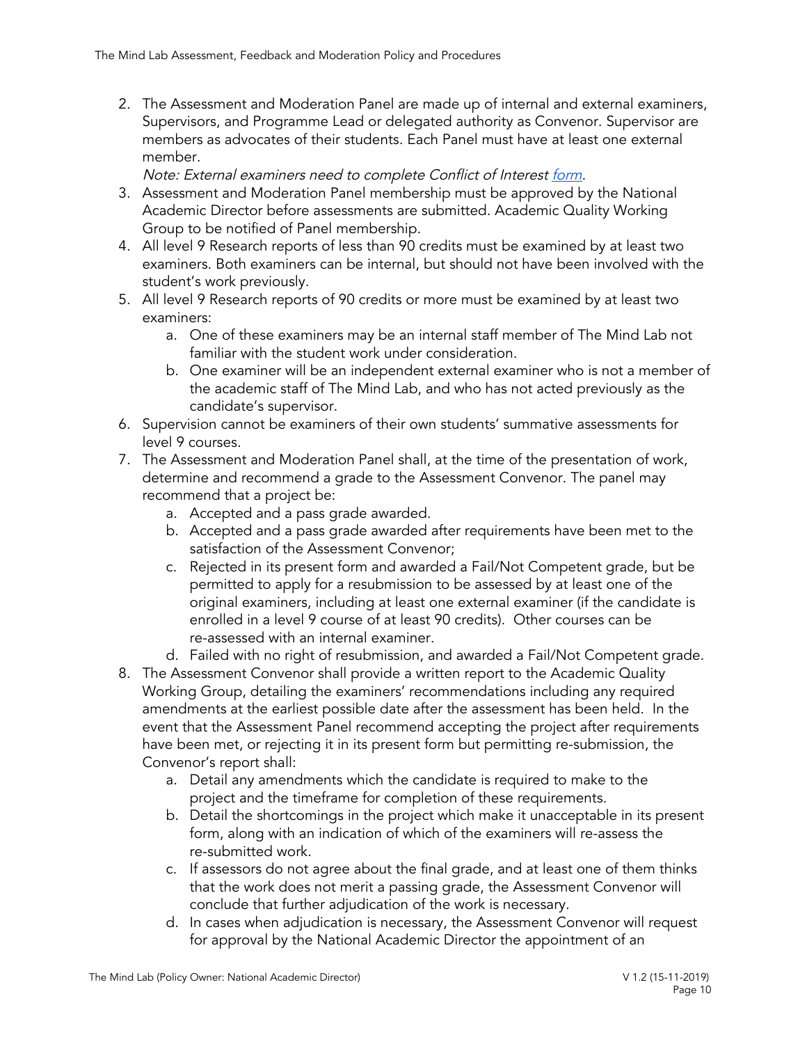2. The Assessment and Moderation Panel are made up of internal and external examiners, Supervisors, and Programme Lead or delegated authority as Convenor. Supervisor are members as advocates of their students. Each Panel must have at least one external member.
   *Note: External examiners need to complete Conflict of Interest [form](form).*
3. Assessment and Moderation Panel membership must be approved by the National Academic Director before assessments are submitted. Academic Quality Working Group to be notified of Panel membership.
4. All level 9 Research reports of less than 90 credits must be examined by at least two examiners. Both examiners can be internal, but should not have been involved with the student's work previously.
5. All level 9 Research reports of 90 credits or more must be examined by at least two examiners:
   a. One of these examiners may be an internal staff member of The Mind Lab not familiar with the student work under consideration.
   b. One examiner will be an independent external examiner who is not a member of the academic staff of The Mind Lab, and who has not acted previously as the candidate's supervisor.
6. Supervision cannot be examiners of their own students' summative assessments for level 9 courses.
7. The Assessment and Moderation Panel shall, at the time of the presentation of work, determine and recommend a grade to the Assessment Convenor. The panel may recommend that a project be:
   a. Accepted and a pass grade awarded.
   b. Accepted and a pass grade awarded after requirements have been met to the satisfaction of the Assessment Convenor;
   c. Rejected in its present form and awarded a Fail/Not Competent grade, but be permitted to apply for a resubmission to be assessed by at least one of the original examiners, including at least one external examiner (if the candidate is enrolled in a level 9 course of at least 90 credits). Other courses can be re-assessed with an internal examiner.
   d. Failed with no right of resubmission, and awarded a Fail/Not Competent grade.
8. The Assessment Convenor shall provide a written report to the Academic Quality Working Group, detailing the examiners' recommendations including any required amendments at the earliest possible date after the assessment has been held. In the event that the Assessment Panel recommend accepting the project after requirements have been met, or rejecting it in its present form but permitting re-submission, the Convenor's report shall:
   a. Detail any amendments which the candidate is required to make to the project and the timeframe for completion of these requirements.
   b. Detail the shortcomings in the project which make it unacceptable in its present form, along with an indication of which of the examiners will re-assess the re-submitted work.
   c. If assessors do not agree about the final grade, and at least one of them thinks that the work does not merit a passing grade, the Assessment Convenor will conclude that further adjudication of the work is necessary.
   d. In cases when adjudication is necessary, the Assessment Convenor will request for approval by the National Academic Director the appointment of an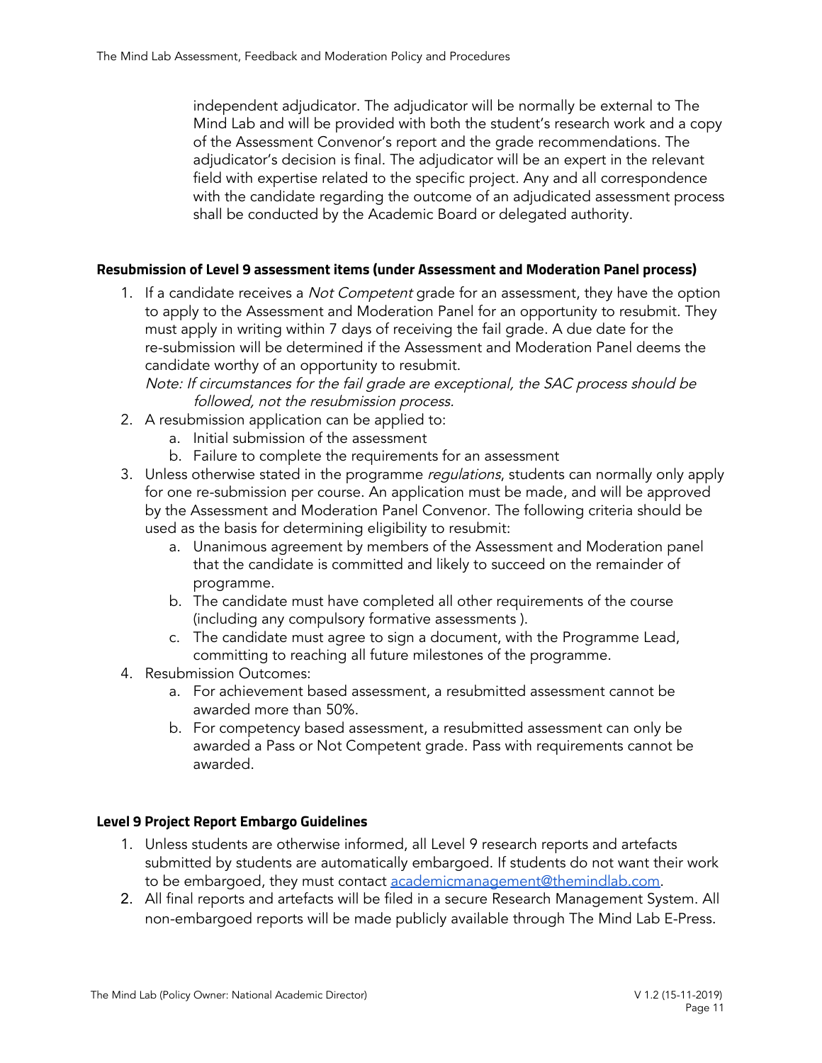independent adjudicator. The adjudicator will be normally be external to The Mind Lab and will be provided with both the student's research work and a copy of the Assessment Convenor's report and the grade recommendations. The adjudicator's decision is final. The adjudicator will be an expert in the relevant field with expertise related to the specific project. Any and all correspondence with the candidate regarding the outcome of an adjudicated assessment process shall be conducted by the Academic Board or delegated authority.

### Resubmission of Level 9 assessment items (under Assessment and Moderation Panel process)

1. If a candidate receives a *Not Competent* grade for an assessment, they have the option to apply to the Assessment and Moderation Panel for an opportunity to resubmit. They must apply in writing within 7 days of receiving the fail grade. A due date for the re-submission will be determined if the Assessment and Moderation Panel deems the candidate worthy of an opportunity to resubmit.
   *Note: If circumstances for the fail grade are exceptional, the SAC process should be followed, not the resubmission process.*
2. A resubmission application can be applied to:
   a. Initial submission of the assessment
   b. Failure to complete the requirements for an assessment
3. Unless otherwise stated in the programme *regulations*, students can normally only apply for one re-submission per course. An application must be made, and will be approved by the Assessment and Moderation Panel Convenor. The following criteria should be used as the basis for determining eligibility to resubmit:
   a. Unanimous agreement by members of the Assessment and Moderation panel that the candidate is committed and likely to succeed on the remainder of programme.
   b. The candidate must have completed all other requirements of the course (including any compulsory formative assessments ).
   c. The candidate must agree to sign a document, with the Programme Lead, committing to reaching all future milestones of the programme.
4. Resubmission Outcomes:
   a. For achievement based assessment, a resubmitted assessment cannot be awarded more than 50%.
   b. For competency based assessment, a resubmitted assessment can only be awarded a Pass or Not Competent grade. Pass with requirements cannot be awarded.

### Level 9 Project Report Embargo Guidelines

1. Unless students are otherwise informed, all Level 9 research reports and artefacts submitted by students are automatically embargoed. If students do not want their work to be embargoed, they must contact academicmanagement@themindlab.com.
2. All final reports and artefacts will be filed in a secure Research Management System. All non-embargoed reports will be made publicly available through The Mind Lab E-Press.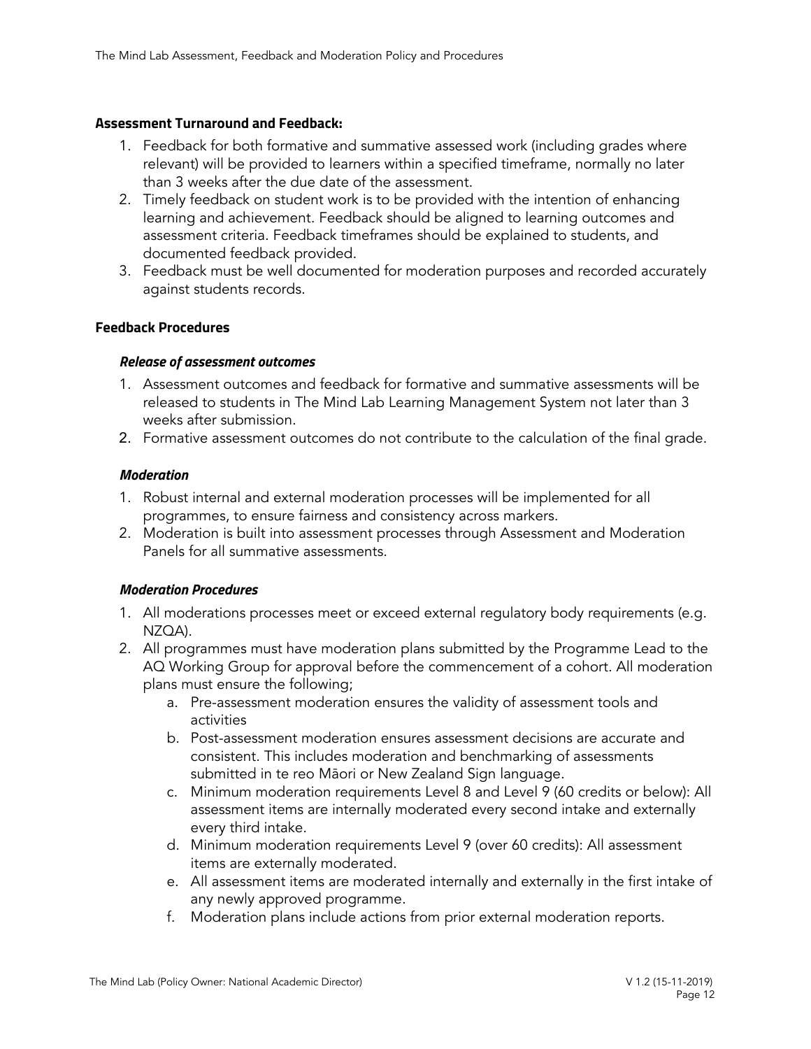### Assessment Turnaround and Feedback:

1. Feedback for both formative and summative assessed work (including grades where relevant) will be provided to learners within a specified timeframe, normally no later than 3 weeks after the due date of the assessment.
2. Timely feedback on student work is to be provided with the intention of enhancing learning and achievement. Feedback should be aligned to learning outcomes and assessment criteria. Feedback timeframes should be explained to students, and documented feedback provided.
3. Feedback must be well documented for moderation purposes and recorded accurately against students records.

### Feedback Procedures

#### *Release of assessment outcomes*

1. Assessment outcomes and feedback for formative and summative assessments will be released to students in The Mind Lab Learning Management System not later than 3 weeks after submission.
2. Formative assessment outcomes do not contribute to the calculation of the final grade.

#### *Moderation*

1. Robust internal and external moderation processes will be implemented for all programmes, to ensure fairness and consistency across markers.
2. Moderation is built into assessment processes through Assessment and Moderation Panels for all summative assessments.

#### *Moderation Procedures*

1. All moderations processes meet or exceed external regulatory body requirements (e.g. NZQA).
2. All programmes must have moderation plans submitted by the Programme Lead to the AQ Working Group for approval before the commencement of a cohort. All moderation plans must ensure the following;
   a. Pre-assessment moderation ensures the validity of assessment tools and activities
   b. Post-assessment moderation ensures assessment decisions are accurate and consistent. This includes moderation and benchmarking of assessments submitted in te reo Māori or New Zealand Sign language.
   c. Minimum moderation requirements Level 8 and Level 9 (60 credits or below): All assessment items are internally moderated every second intake and externally every third intake.
   d. Minimum moderation requirements Level 9 (over 60 credits): All assessment items are externally moderated.
   e. All assessment items are moderated internally and externally in the first intake of any newly approved programme.
   f. Moderation plans include actions from prior external moderation reports.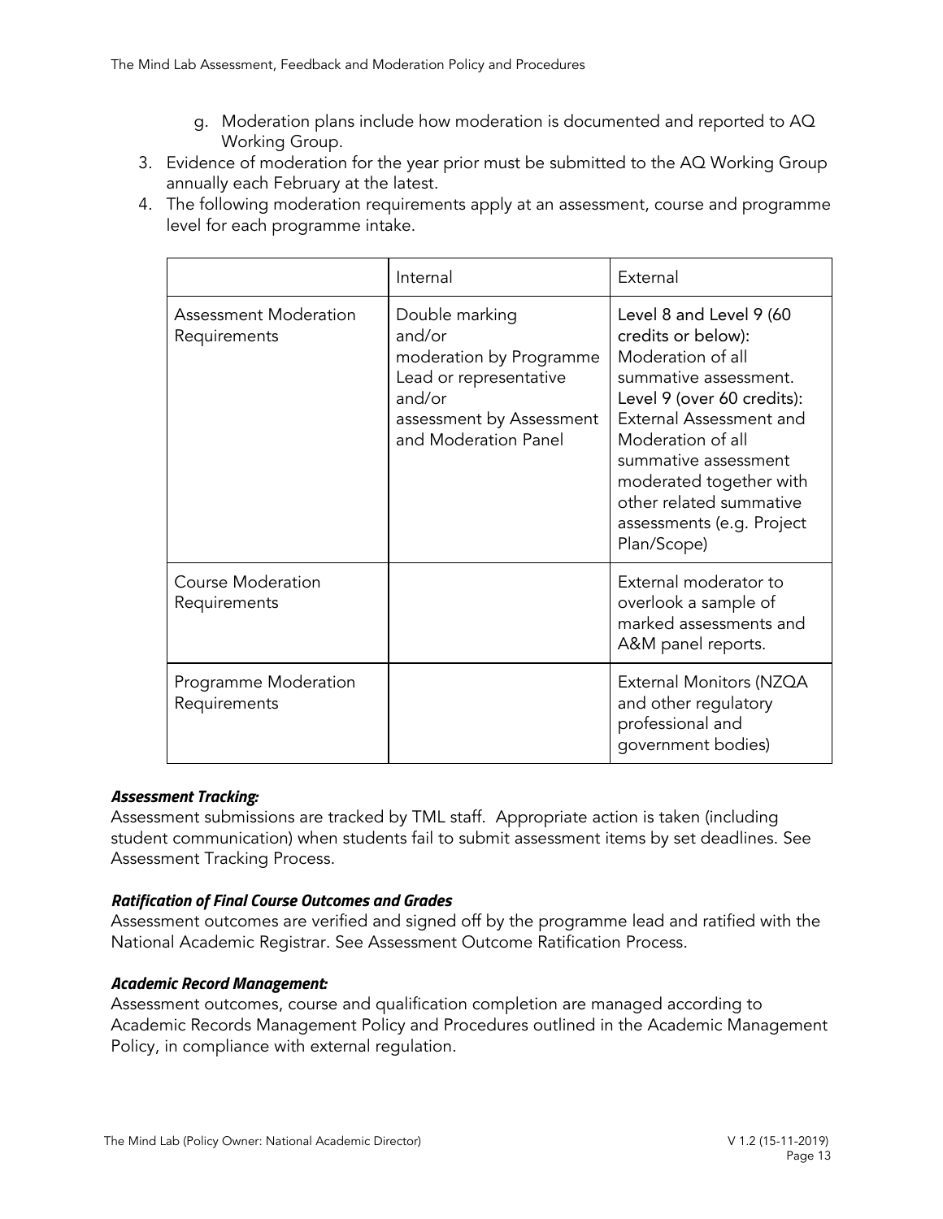g. Moderation plans include how moderation is documented and reported to AQ Working Group.

3. Evidence of moderation for the year prior must be submitted to the AQ Working Group annually each February at the latest.
4. The following moderation requirements apply at an assessment, course and programme level for each programme intake.

| | Internal | External |
|---|---|---|
| Assessment Moderation Requirements | Double marking and/or moderation by Programme Lead or representative and/or assessment by Assessment and Moderation Panel | Level 8 and Level 9 (60 credits or below): Moderation of all summative assessment. Level 9 (over 60 credits): External Assessment and Moderation of all summative assessment moderated together with other related summative assessments (e.g. Project Plan/Scope) |
| Course Moderation Requirements | | External moderator to overlook a sample of marked assessments and A&M panel reports. |
| Programme Moderation Requirements | | External Monitors (NZQA and other regulatory professional and government bodies) |

***Assessment Tracking:***

Assessment submissions are tracked by TML staff. Appropriate action is taken (including student communication) when students fail to submit assessment items by set deadlines. See Assessment Tracking Process.

***Ratification of Final Course Outcomes and Grades***

Assessment outcomes are verified and signed off by the programme lead and ratified with the National Academic Registrar. See Assessment Outcome Ratification Process.

***Academic Record Management:***

Assessment outcomes, course and qualification completion are managed according to Academic Records Management Policy and Procedures outlined in the Academic Management Policy, in compliance with external regulation.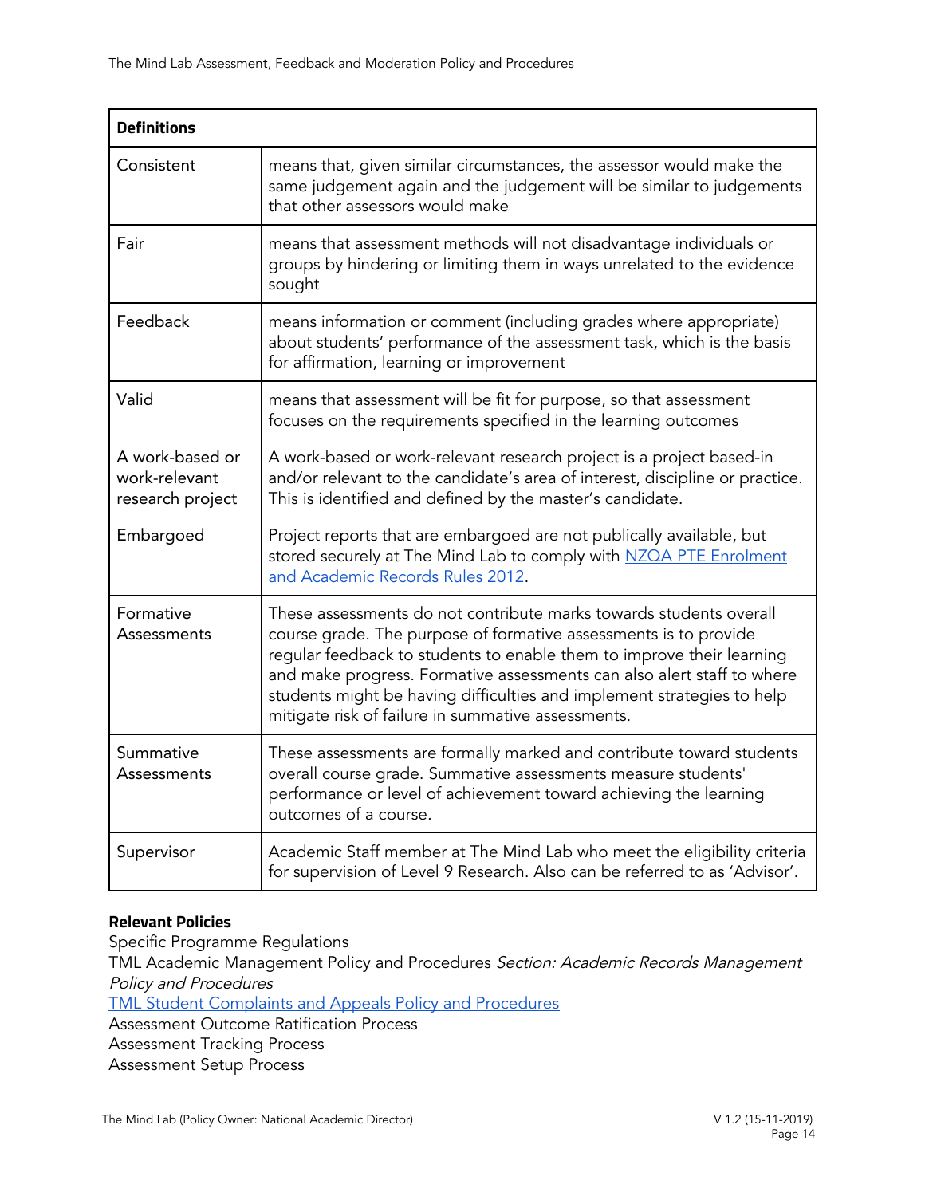| Definitions | |
|---|---|
| Consistent | means that, given similar circumstances, the assessor would make the same judgement again and the judgement will be similar to judgements that other assessors would make |
| Fair | means that assessment methods will not disadvantage individuals or groups by hindering or limiting them in ways unrelated to the evidence sought |
| Feedback | means information or comment (including grades where appropriate) about students' performance of the assessment task, which is the basis for affirmation, learning or improvement |
| Valid | means that assessment will be fit for purpose, so that assessment focuses on the requirements specified in the learning outcomes |
| A work-based or work-relevant research project | A work-based or work-relevant research project is a project based-in and/or relevant to the candidate's area of interest, discipline or practice. This is identified and defined by the master's candidate. |
| Embargoed | Project reports that are embargoed are not publically available, but stored securely at The Mind Lab to comply with [NZQA PTE Enrolment and Academic Records Rules 2012](). |
| Formative Assessments | These assessments do not contribute marks towards students overall course grade. The purpose of formative assessments is to provide regular feedback to students to enable them to improve their learning and make progress. Formative assessments can also alert staff to where students might be having difficulties and implement strategies to help mitigate risk of failure in summative assessments. |
| Summative Assessments | These assessments are formally marked and contribute toward students overall course grade. Summative assessments measure students' performance or level of achievement toward achieving the learning outcomes of a course. |
| Supervisor | Academic Staff member at The Mind Lab who meet the eligibility criteria for supervision of Level 9 Research. Also can be referred to as 'Advisor'. |

**Relevant Policies**

Specific Programme Regulations
TML Academic Management Policy and Procedures *Section: Academic Records Management Policy and Procedures*
[TML Student Complaints and Appeals Policy and Procedures]()
Assessment Outcome Ratification Process
Assessment Tracking Process
Assessment Setup Process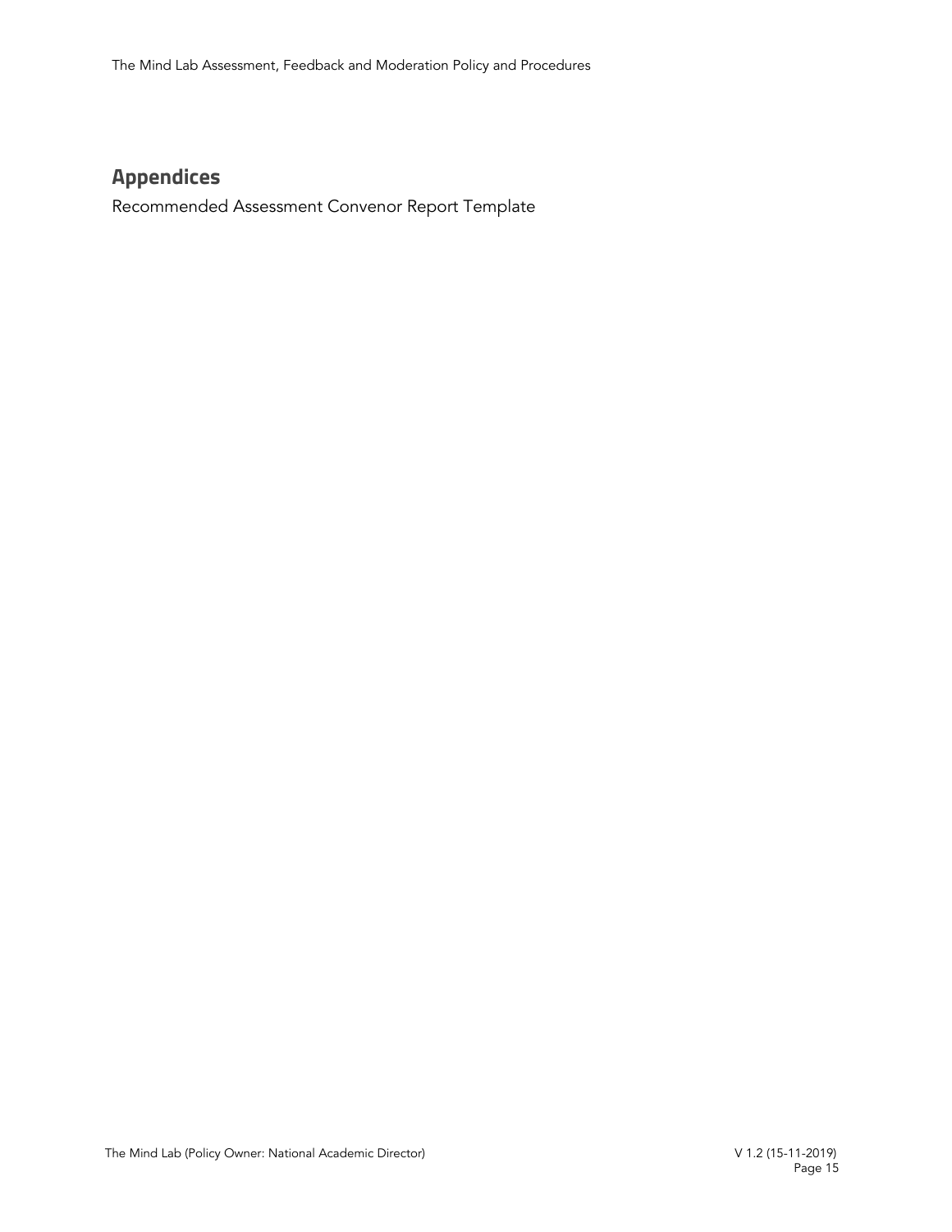## Appendices

Recommended Assessment Convenor Report Template